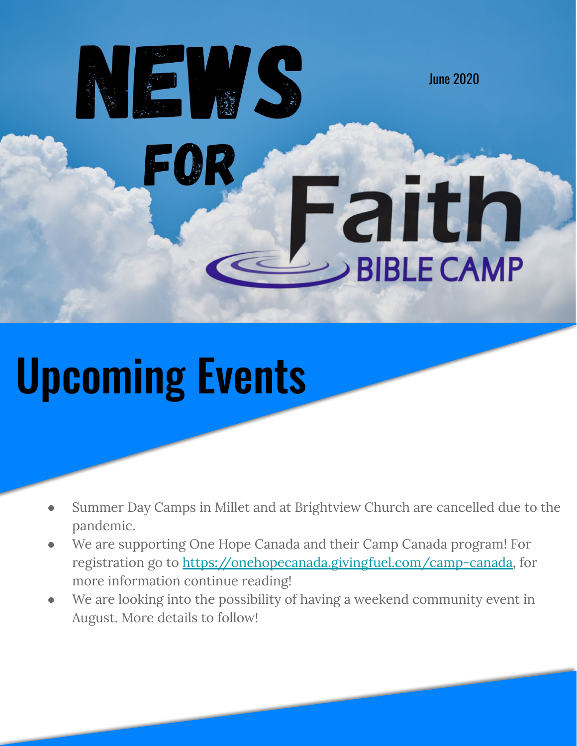# NEWS FOR Faith BIBLE CAMP

June 2020

## Upcoming Events

- Summer Day Camps in Millet and at Brightview Church are cancelled due to the pandemic.
- We are supporting One Hope Canada and their Camp Canada program! For registration go to https://onehopecanada.givingfuel.com/camp-canada, for more information continue reading!
- We are looking into the possibility of having a weekend community event in August. More details to follow!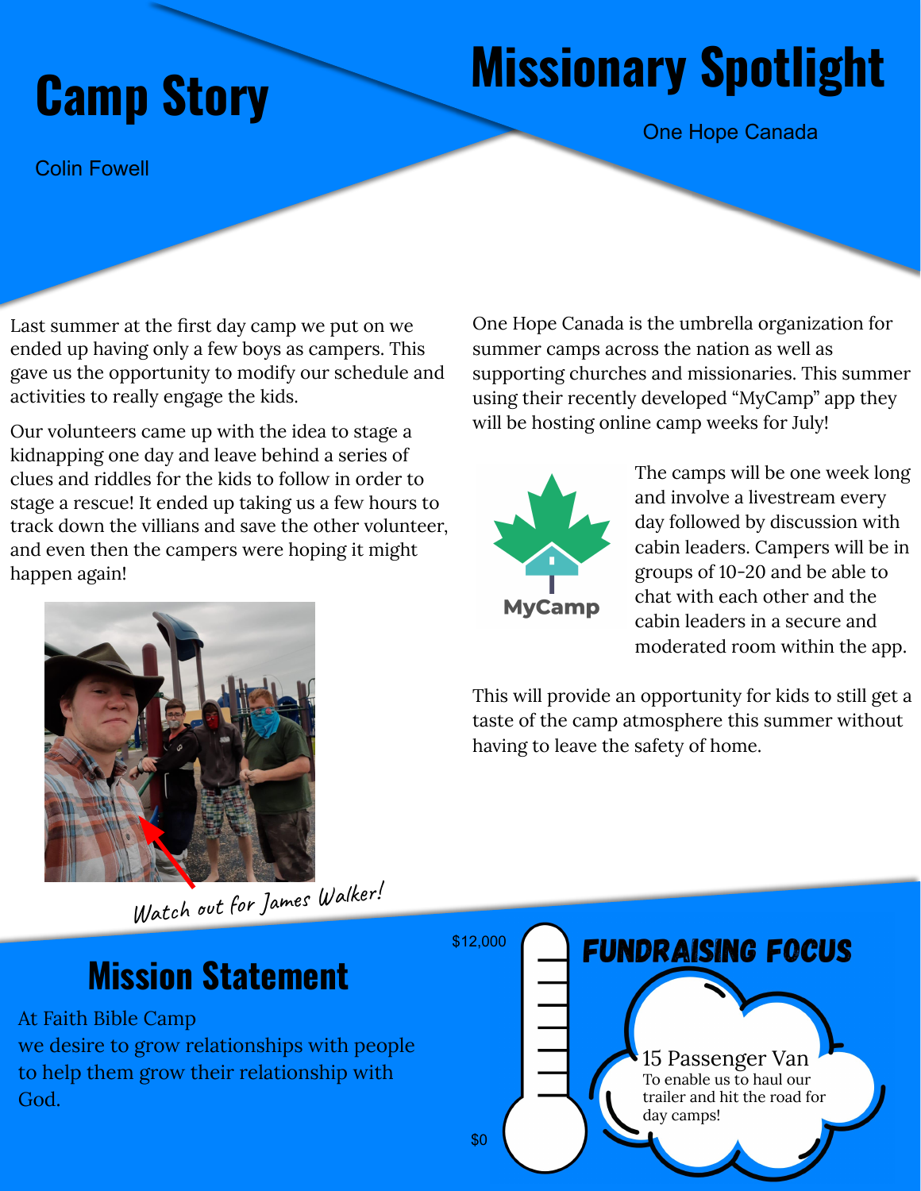# Camp Story

Colin Fowell

Last summer at the first day camp we put on we ended up having only a few boys as campers. This gave us the opportunity to modify our schedule and activities to really engage the kids.

Our volunteers came up with the idea to stage a kidnapping one day and leave behind a series of clues and riddles for the kids to follow in order to stage a rescue! It ended up taking us a few hours to track down the villians and save the other volunteer, and even then the campers were hoping it might happen again!

*Watch out for James Walker!*

# Missionary Spotlight

One Hope Canada

One Hope Canada is the umbrella organization for summer camps across the nation as well as supporting churches and missionaries. This summer using their recently developed "MyCamp" app they will be hosting online camp weeks for July!

The camps will be one week long and involve a livestream every day followed by discussion with cabin leaders. Campers will be in groups of 10-20 and be able to chat with each other and the cabin leaders in a secure and moderated room within the app.

This will provide an opportunity for kids to still get a taste of the camp atmosphere this summer without having to leave the safety of home.

## Mission Statement

At Faith Bible Camp
we desire to grow relationships with people to help them grow their relationship with God.

## FUNDRAISING FOCUS

$12,000

$0

15 Passenger Van
To enable us to haul our trailer and hit the road for day camps!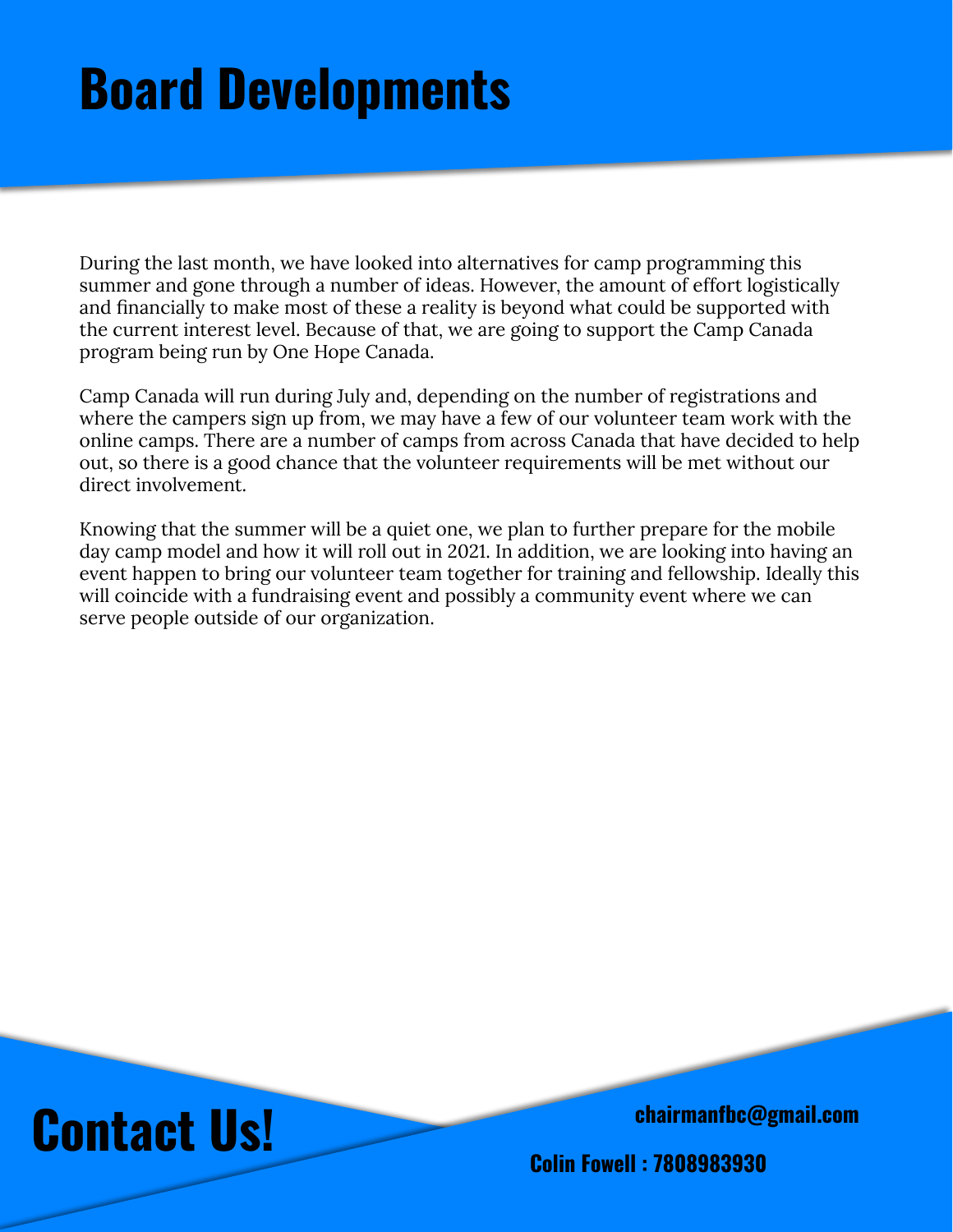# Board Developments

During the last month, we have looked into alternatives for camp programming this summer and gone through a number of ideas. However, the amount of effort logistically and financially to make most of these a reality is beyond what could be supported with the current interest level. Because of that, we are going to support the Camp Canada program being run by One Hope Canada.

Camp Canada will run during July and, depending on the number of registrations and where the campers sign up from, we may have a few of our volunteer team work with the online camps. There are a number of camps from across Canada that have decided to help out, so there is a good chance that the volunteer requirements will be met without our direct involvement.

Knowing that the summer will be a quiet one, we plan to further prepare for the mobile day camp model and how it will roll out in 2021. In addition, we are looking into having an event happen to bring our volunteer team together for training and fellowship. Ideally this will coincide with a fundraising event and possibly a community event where we can serve people outside of our organization.

# Contact Us!

**chairmanfbc@gmail.com**

**Colin Fowell : 7808983930**